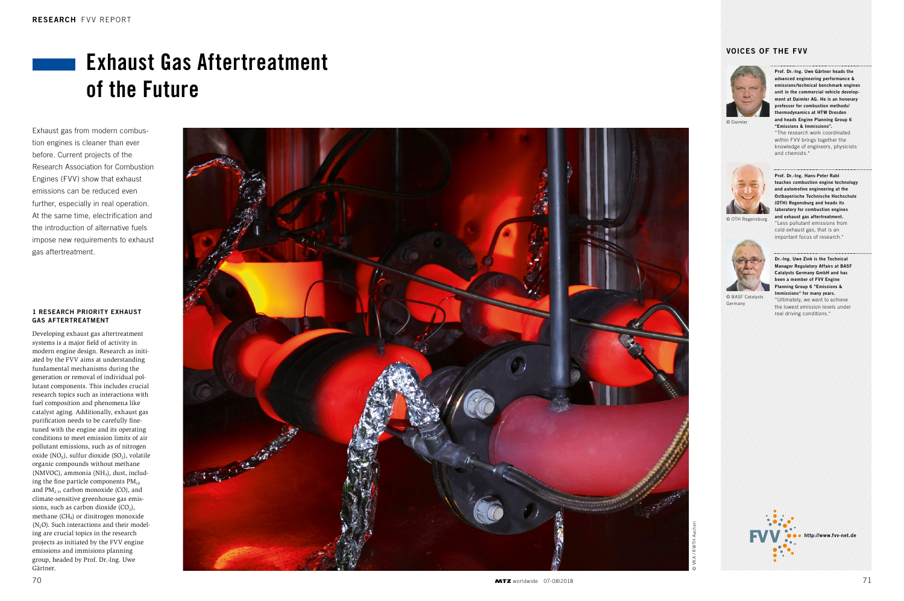# Exhaust Gas Aftertreatment of the Future

Exhaust gas from modern combustion engines is cleaner than ever before. Current projects of the Research Association for Combustion Engines (FVV) show that exhaust emissions can be reduced even further, especially in real operation. At the same time, electrification and the introduction of alternative fuels impose new requirements to exhaust gas aftertreatment.

## 1 RESEARCH PRIORITY EXHAUST GAS AFTERTREATMENT

Developing exhaust gas aftertreatment systems is a major field of activity in modern engine design. Research as initiated by the FVV aims at understanding fundamental mechanisms during the generation or removal of individual pollutant components. This includes crucial research topics such as interactions with fuel composition and phenomena like catalyst aging. Additionally, exhaust gas purification needs to be carefully fine-tuned with the engine and its operating conditions to meet emission limits of air pollutant emissions, such as of nitrogen oxide ($NO_X$), sulfur dioxide ($SO_2$), volatile organic compounds without methane (NMVOC), ammonia ($NH_3$), dust, including the fine particle components $PM_{10}$ and $PM_{2.5}$, carbon monoxide (CO), and climate-sensitive greenhouse gas emissions, such as carbon dioxide ($CO_2$), methane ($CH_4$) or dinitrogen monoxide ($N_2O$). Such interactions and their modeling are crucial topics in the research projects as initiated by the FVV engine emissions and immisions planning group, headed by Prof. Dr.-Ing. Uwe Gärtner.

© VKA / RWTH Aachen

## VOICES OF THE FVV

© Daimler

**Prof. Dr.-Ing. Uwe Gärtner heads the advanced engineering performance & emissions/technical benchmark engines unit in the commercial vehicle development at Daimler AG. He is an honorary professor for combustion methods/thermodynamics at HTW Dresden and heads Engine Planning Group 6 "Emissions & Immissions".**
"The research work coordinated within FVV brings together the knowledge of engineers, physicists and chemists."

© OTH Regensburg

**Prof. Dr.-Ing. Hans-Peter Rabl teaches combustion engine technology and automotive engineering at the Ostbayerische Technische Hochschule (OTH) Regensburg and heads its laboratory for combustion engines and exhaust gas aftertreatment.**
"Less pollutant emissions from cold exhaust gas, that is an important focus of research."

© BASF Catalysts Germany

**Dr.-Ing. Uwe Zink is the Technical Manager Regulatory Affairs at BASF Catalysts Germany GmbH and has been a member of FVV Engine Planning Group 6 "Emissions & Immissions" for many years.**
"Ultimately, we want to achieve the lowest emission levels under real driving conditions."

FVV http://www.fvv-net.de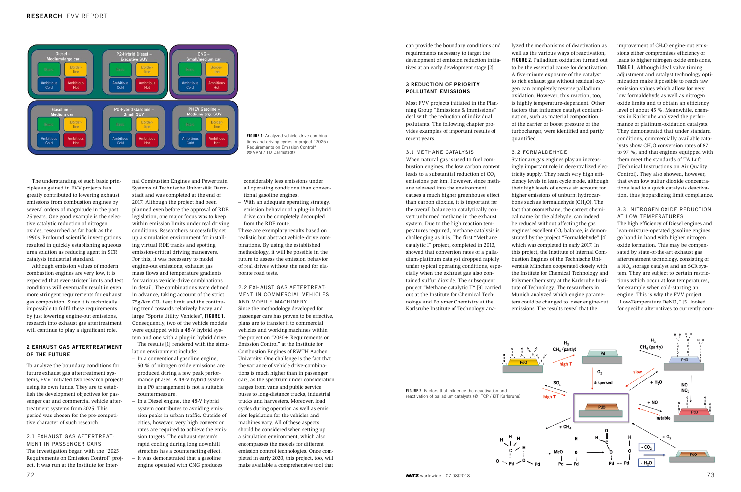The understanding of such basic principles as gained in FVV projects has greatly contributed to lowering exhaust emissions from combustion engines by several orders of magnitude in the past 25 years. One good example is the selective catalytic reduction of nitrogen oxides, researched as far back as the 1990s. Profound scientific investigations resulted in quickly establishing aqueous urea solution as reducing agent in SCR catalysis industrial standard.

Although emission values of modern combustion engines are very low, it is expected that ever-stricter limits and test conditions will eventually result in even more stringent requirements for exhaust gas composition. Since it is technically impossible to fulfil these requirements by just lowering engine-out emissions, research into exhaust gas aftertreatment will continue to play a significant role.

## 2 EXHAUST GAS AFTERTREATMENT OF THE FUTURE

To analyze the boundary conditions for future exhaust gas aftertreatment systems, FVV initiated two research projects using its own funds. They are to establish the development objectives for passenger car and commercial vehicle aftertreatment systems from 2025. This period was chosen for the pre-competitive character of such research.

### 2.1 EXHAUST GAS AFTERTREATMENT IN PASSENGER CARS

The investigation began with the "2025+ Requirements on Emission Control" project. It was run at the Institute for Internal Combustion Engines and Powertrain Systems of Technische Universität Darmstadt and was completed at the end of 2017. Although the project had been planned even before the approval of RDE legislation, one major focus was to keep within emission limits under real driving conditions. Researchers successfully set up a simulation environment for installing virtual RDE tracks and spotting emission-critical driving maneuvers. For this, it was necessary to model engine-out emissions, exhaust gas mass flows and temperature gradients for various vehicle-drive combinations in detail. The combinations were defined in advance, taking account of the strict 75g/km $CO_2$ fleet limit and the continuing trend towards relatively heavy and large "Sports Utility Vehicles", **FIGURE 1**. Consequently, two of the vehicle models were equipped with a 48-V hybrid system and one with a plug-in hybrid drive.

**FIGURE 1:** Analyzed vehicle-drive combinations and driving cycles in project "2025+ Requirements on Emission Control" (© VKM / TU Darmstadt)

The results [1] rendered with the simulation environment include:

- In a conventional gasoline engine, 50 % of nitrogen oxide emissions are produced during a few peak performance phases. A 48-V hybrid system in a P0 arrangement is not a suitable countermeasure.
- In a Diesel engine, the 48-V hybrid system contributes to avoiding emission peaks in urban traffic. Outside of cities, however, very high conversion rates are required to achieve the emission targets. The exhaust system's rapid cooling during long downhill stretches has a counteracting effect.
- It was demonstrated that a gasoline engine operated with CNG produces considerably less emissions under all operating conditions than conventional gasoline engines.
- With an adequate operating strategy, emission behavior of a plug-in hybrid drive can be completely decoupled from the RDE route.

These are exemplary results based on realistic but abstract vehicle-drive combinations. By using the established methodology, it will be possible in the future to assess the emission behavior of real drives without the need for elaborate road tests.

### 2.2 EXHAUST GAS AFTERTREATMENT IN COMMERCIAL VEHICLES AND MOBILE MACHINERY

Since the methodology developed for passenger cars has proven to be effective, plans are to transfer it to commercial vehicles and working machines within the project on "2030+ Requirements on Emission Control" at the Institute for Combustion Engines of RWTH Aachen University. One challenge is the fact that the variance of vehicle drive-combinations is much higher than in passenger cars, as the spectrum under consideration ranges from vans and public service buses to long-distance trucks, industrial trucks and harvesters. Moreover, load cycles during operation as well as emission legislation for the vehicles and machines vary. All of these aspects should be considered when setting up a simulation environment, which also encompasses the models for different emission control technologies. Once completed in early 2020, this project, too, will make available a comprehensive tool that can provide the boundary conditions and requirements necessary to target the development of emission reduction initiatives at an early development stage [2].

## 3 REDUCTION OF PRIORITY POLLUTANT EMISSIONS

Most FVV projects initiated in the Planning Group "Emissions & Immissions" deal with the reduction of individual pollutants. The following chapter provides examples of important results of recent years.

### 3.1 METHANE CATALYSIS

When natural gas is used to fuel combustion engines, the low carbon content leads to a substantial reduction of $CO_2$ emissions per km. However, since methane are released into the environment causes a much higher greenhouse effect than carbon dioxide, it is important for the overall balance to catalytically convert unburned methane in the exhaust system. Due to the high reaction temperatures required, methane catalysis is challenging as it is. The first "Methane catalytic I" project, completed in 2013, showed that conversion rates of a palladium-platinum catalyst dropped rapidly under typical operating conditions, especially when the exhaust gas also contained sulfur dioxide. The subsequent project "Methane catalytic II" [3] carried out at the Institute for Chemical Technology and Polymer Chemistry at the Karlsruhe Institute of Technology analyzed the mechanisms of deactivation as well as the various ways of reactivation, **FIGURE 2**. Palladium oxidation turned out to be the essential cause for deactivation. A five-minute exposure of the catalyst to rich exhaust gas without residual oxygen can completely reverse palladium oxidation. However, this reaction, too, is highly temperature-dependent. Other factors that influence catalyst contamination, such as material composition of the carrier or boost pressure of the turbocharger, were identified and partly quantified.

**FIGURE 2:** Factors that influence the deactivation and reactivation of palladium catalysts (© ITCP / KIT Karlsruhe)

### 3.2 FORMALDEHYDE

Stationary gas engines play an increasingly important role in decentralized electricity supply. They reach very high efficiency levels in lean cycle mode, although their high levels of excess air account for higher emissions of unburnt hydrocarbons such as formaldehyde ($CH_2O$). The fact that oxomethane, the correct chemical name for the aldehyde, can indeed be reduced without affecting the gas engines' excellent $CO_2$ balance, is demonstrated by the project "Formaldehyde" [4] which was completed in early 2017. In this project, the Institute of Internal Combustion Engines of the Technische Universität München cooperated closely with the Institute for Chemical Technology and Polymer Chemistry at the Karlsruhe Institute of Technology. The researchers in Munich analyzed which engine parameters could be changed to lower engine-out emissions. The results reveal that the improvement of $CH_2O$ engine-out emissions either compromises efficiency or leads to higher nitrogen oxide emissions, **TABLE 1**. Although ideal valve timing adjustment and catalyst technology optimization make it possible to reach raw emission values which allow for very low formaldehyde as well as nitrogen oxide limits and to obtain an efficiency level of about 45 %. Meanwhile, chemists in Karlsruhe analyzed the performance of platinum-oxidation catalysts. They demonstrated that under standard conditions, commercially available catalysts show $CH_2O$ conversion rates of 87 to 97 %, and that engines equipped with them meet the standards of TA Luft (Technical Instructions on Air Quality Control). They also showed, however, that even low sulfur dioxide concentrations lead to a quick catalysts deactivation, thus jeopardizing limit compliance.

### 3.3 NITROGEN OXIDE REDUCTION AT LOW TEMPERATURES

The high efficiency of Diesel engines and lean-mixture-operated gasoline engines go hand in hand with higher nitrogen oxide formation. This may be compensated by state-of-the-art exhaust gas aftertreatment technology, consisting of a $NO_x$ storage catalyst and an SCR system. They are subject to certain restrictions which occur at low temperatures, for example when cold-starting an engine. This is why the FVV project "Low-Temperature $DeNO_x$" [5] looked for specific alternatives to currently com-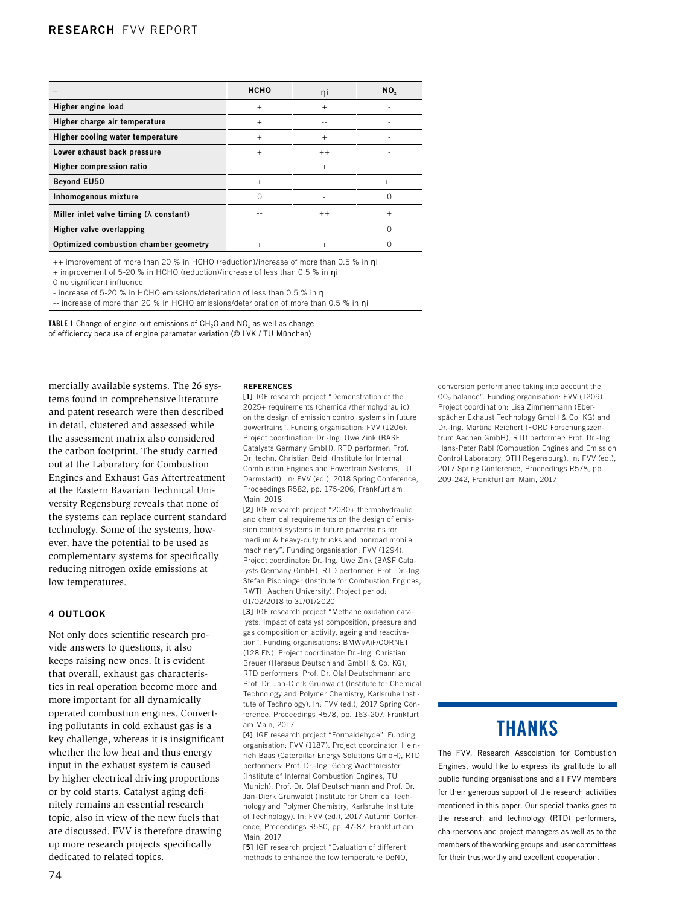| – | HCHO | ηi | $NO_x$ |
|---|---|---|---|
| **Higher engine load** | + | + | - |
| **Higher charge air temperature** | + | -- | - |
| **Higher cooling water temperature** | + | + | - |
| **Lower exhaust back pressure** | + | ++ | - |
| **Higher compression ratio** | - | + | - |
| **Beyond EU50** | + | -- | ++ |
| **Inhomogenous mixture** | 0 | - | 0 |
| **Miller inlet valve timing (λ constant)** | -- | ++ | + |
| **Higher valve overlapping** | - | - | 0 |
| **Optimized combustion chamber geometry** | + | + | 0 |

++ improvement of more than 20 % in HCHO (reduction)/increase of more than 0.5 % in ηi
+ improvement of 5-20 % in HCHO (reduction)/increase of less than 0.5 % in ηi
0 no significant influence
- increase of 5-20 % in HCHO emissions/deteriration of less than 0.5 % in ηi
-- increase of more than 20 % in HCHO emissions/deterioration of more than 0.5 % in ηi

**TABLE 1** Change of engine-out emissions of $CH_2O$ and $NO_x$ as well as change of efficiency because of engine parameter variation (© LVK / TU München)

mercially available systems. The 26 systems found in comprehensive literature and patent research were then described in detail, clustered and assessed while the assessment matrix also considered the carbon footprint. The study carried out at the Laboratory for Combustion Engines and Exhaust Gas Aftertreatment at the Eastern Bavarian Technical University Regensburg reveals that none of the systems can replace current standard technology. Some of the systems, however, have the potential to be used as complementary systems for specifically reducing nitrogen oxide emissions at low temperatures.

## 4 OUTLOOK

Not only does scientific research provide answers to questions, it also keeps raising new ones. It is evident that overall, exhaust gas characteristics in real operation become more and more important for all dynamically operated combustion engines. Converting pollutants in cold exhaust gas is a key challenge, whereas it is insignificant whether the low heat and thus energy input in the exhaust system is caused by higher electrical driving proportions or by cold starts. Catalyst aging definitely remains an essential research topic, also in view of the new fuels that are discussed. FVV is therefore drawing up more research projects specifically dedicated to related topics.

## REFERENCES

**[1]** IGF research project “Demonstration of the 2025+ requirements (chemical/thermohydraulic) on the design of emission control systems in future powertrains”. Funding organisation: FVV (1206). Project coordination: Dr.-Ing. Uwe Zink (BASF Catalysts Germany GmbH), RTD performer: Prof. Dr. techn. Christian Beidl (Institute for Internal Combustion Engines and Powertrain Systems, TU Darmstadt). In: FVV (ed.), 2018 Spring Conference, Proceedings R582, pp. 175-206, Frankfurt am Main, 2018

**[2]** IGF research project “2030+ thermohydraulic and chemical requirements on the design of emission control systems in future powertrains for medium & heavy-duty trucks and nonroad mobile machinery”. Funding organisation: FVV (1294). Project coordinator: Dr.-Ing. Uwe Zink (BASF Catalysts Germany GmbH), RTD performer: Prof. Dr.-Ing. Stefan Pischinger (Institute for Combustion Engines, RWTH Aachen University). Project period: 01/02/2018 to 31/01/2020

**[3]** IGF research project “Methane oxidation catalysts: Impact of catalyst composition, pressure and gas composition on activity, ageing and reactivation”. Funding organisations: BMWi/AiF/CORNET (128 EN). Project coordinator: Dr.-Ing. Christian Breuer (Heraeus Deutschland GmbH & Co. KG), RTD performers: Prof. Dr. Olaf Deutschmann and Prof. Dr. Jan-Dierk Grunwaldt (Institute for Chemical Technology and Polymer Chemistry, Karlsruhe Institute of Technology). In: FVV (ed.), 2017 Spring Conference, Proceedings R578, pp. 163-207, Frankfurt am Main, 2017

**[4]** IGF research project “Formaldehyde”. Funding organisation: FVV (1187). Project coordinator: Heinrich Baas (Caterpillar Energy Solutions GmbH), RTD performers: Prof. Dr.-Ing. Georg Wachtmeister (Institute of Internal Combustion Engines, TU Munich), Prof. Dr. Olaf Deutschmann and Prof. Dr. Jan-Dierk Grunwaldt (Institute for Chemical Technology and Polymer Chemistry, Karlsruhe Institute of Technology). In: FVV (ed.), 2017 Autumn Conference, Proceedings R580, pp. 47-87, Frankfurt am Main, 2017

**[5]** IGF research project “Evaluation of different methods to enhance the low temperature $DeNO_x$ conversion performance taking into account the $CO_2$ balance”. Funding organisation: FVV (1209). Project coordination: Lisa Zimmermann (Eberspächer Exhaust Technology GmbH & Co. KG) and Dr.-Ing. Martina Reichert (FORD Forschungszentrum Aachen GmbH), RTD performer: Prof. Dr.-Ing. Hans-Peter Rabl (Combustion Engines and Emission Control Laboratory, OTH Regensburg). In: FVV (ed.), 2017 Spring Conference, Proceedings R578, pp. 209-242, Frankfurt am Main, 2017

## THANKS

The FVV, Research Association for Combustion Engines, would like to express its gratitude to all public funding organisations and all FVV members for their generous support of the research activities mentioned in this paper. Our special thanks goes to the research and technology (RTD) performers, chairpersons and project managers as well as to the members of the working groups and user committees for their trustworthy and excellent cooperation.